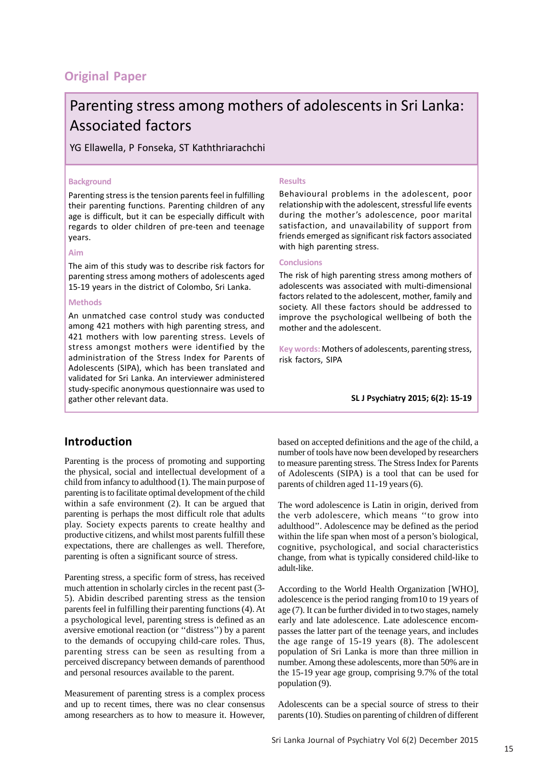**Original Paper**

# Parenting stress among mothers of adolescents in Sri Lanka: Associated factors

YG Ellawella, P Fonseka, ST Kaththriarachchi

### Background

Parenting stress is the tension parents feel in fulfilling their parenting functions. Parenting children of any age is difficult, but it can be especially difficult with regards to older children of pre-teen and teenage years.

### Aim

The aim of this study was to describe risk factors for parenting stress among mothers of adolescents aged 15-19 years in the district of Colombo, Sri Lanka.

### Methods

An unmatched case control study was conducted among 421 mothers with high parenting stress, and 421 mothers with low parenting stress. Levels of stress amongst mothers were identified by the administration of the Stress Index for Parents of Adolescents (SIPA), which has been translated and validated for Sri Lanka. An interviewer administered study-specific anonymous questionnaire was used to gather other relevant data.

### Results

Behavioural problems in the adolescent, poor relationship with the adolescent, stressful life events during the mother's adolescence, poor marital satisfaction, and unavailability of support from friends emerged as significant risk factors associated with high parenting stress.

### Conclusions

The risk of high parenting stress among mothers of adolescents was associated with multi-dimensional factors related to the adolescent, mother, family and society. All these factors should be addressed to improve the psychological wellbeing of both the mother and the adolescent.

**Key words:** Mothers of adolescents, parenting stress, risk factors, SIPA

**SL J Psychiatry 2015; 6(2): 15-19**

## Introduction

Parenting is the process of promoting and supporting the physical, social and intellectual development of a child from infancy to adulthood (1). The main purpose of parenting is to facilitate optimal development of the child within a safe environment (2). It can be argued that parenting is perhaps the most difficult role that adults play. Society expects parents to create healthy and productive citizens, and whilst most parents fulfill these expectations, there are challenges as well. Therefore, parenting is often a significant source of stress.

Parenting stress, a specific form of stress, has received much attention in scholarly circles in the recent past (3-5). Abidin described parenting stress as the tension parents feel in fulfilling their parenting functions (4). At a psychological level, parenting stress is defined as an aversive emotional reaction (or ''distress'') by a parent to the demands of occupying child-care roles. Thus, parenting stress can be seen as resulting from a perceived discrepancy between demands of parenthood and personal resources available to the parent.

Measurement of parenting stress is a complex process and up to recent times, there was no clear consensus among researchers as to how to measure it. However, based on accepted definitions and the age of the child, a number of tools have now been developed by researchers to measure parenting stress. The Stress Index for Parents of Adolescents (SIPA) is a tool that can be used for parents of children aged 11-19 years (6).

The word adolescence is Latin in origin, derived from the verb adolescere, which means ''to grow into adulthood''. Adolescence may be defined as the period within the life span when most of a person's biological, cognitive, psychological, and social characteristics change, from what is typically considered child-like to adult-like.

According to the World Health Organization [WHO], adolescence is the period ranging from10 to 19 years of age (7). It can be further divided in to two stages, namely early and late adolescence. Late adolescence encompasses the latter part of the teenage years, and includes the age range of 15-19 years (8). The adolescent population of Sri Lanka is more than three million in number. Among these adolescents, more than 50% are in the 15-19 year age group, comprising 9.7% of the total population (9).

Adolescents can be a special source of stress to their parents (10). Studies on parenting of children of different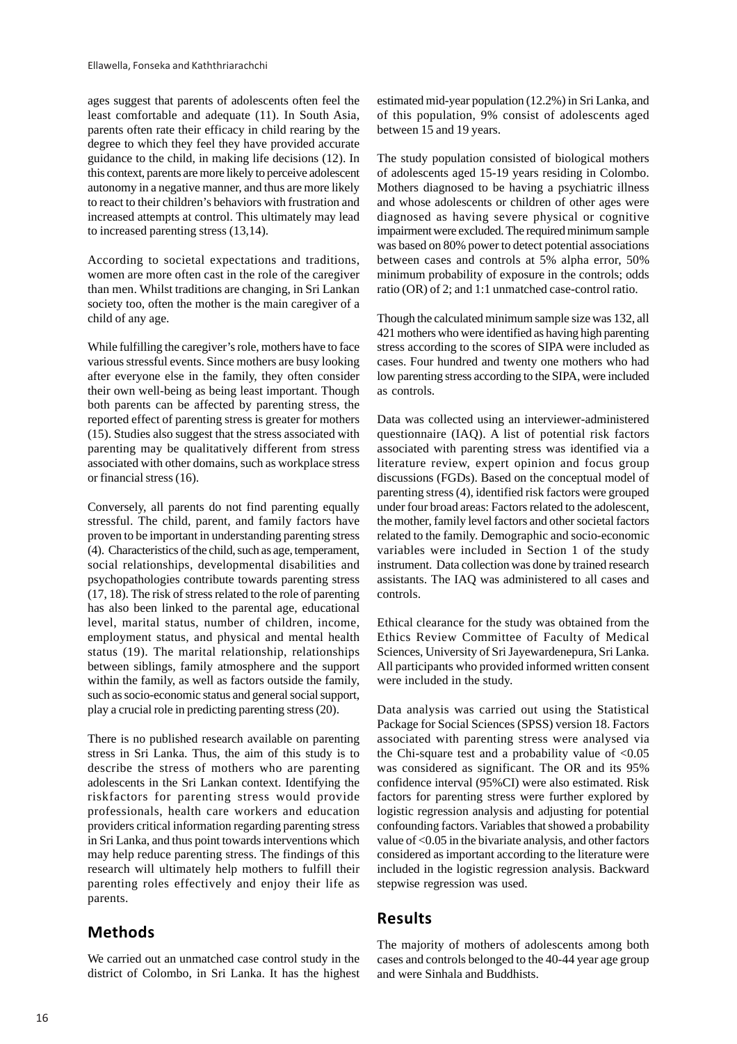ages suggest that parents of adolescents often feel the least comfortable and adequate (11). In South Asia, parents often rate their efficacy in child rearing by the degree to which they feel they have provided accurate guidance to the child, in making life decisions (12). In this context, parents are more likely to perceive adolescent autonomy in a negative manner, and thus are more likely to react to their children's behaviors with frustration and increased attempts at control. This ultimately may lead to increased parenting stress (13,14).

According to societal expectations and traditions, women are more often cast in the role of the caregiver than men. Whilst traditions are changing, in Sri Lankan society too, often the mother is the main caregiver of a child of any age.

While fulfilling the caregiver's role, mothers have to face various stressful events. Since mothers are busy looking after everyone else in the family, they often consider their own well-being as being least important. Though both parents can be affected by parenting stress, the reported effect of parenting stress is greater for mothers (15). Studies also suggest that the stress associated with parenting may be qualitatively different from stress associated with other domains, such as workplace stress or financial stress (16).

Conversely, all parents do not find parenting equally stressful. The child, parent, and family factors have proven to be important in understanding parenting stress (4). Characteristics of the child, such as age, temperament, social relationships, developmental disabilities and psychopathologies contribute towards parenting stress (17, 18). The risk of stress related to the role of parenting has also been linked to the parental age, educational level, marital status, number of children, income, employment status, and physical and mental health status (19). The marital relationship, relationships between siblings, family atmosphere and the support within the family, as well as factors outside the family, such as socio-economic status and general social support, play a crucial role in predicting parenting stress (20).

There is no published research available on parenting stress in Sri Lanka. Thus, the aim of this study is to describe the stress of mothers who are parenting adolescents in the Sri Lankan context. Identifying the riskfactors for parenting stress would provide professionals, health care workers and education providers critical information regarding parenting stress in Sri Lanka, and thus point towards interventions which may help reduce parenting stress. The findings of this research will ultimately help mothers to fulfill their parenting roles effectively and enjoy their life as parents.

## Methods

We carried out an unmatched case control study in the district of Colombo, in Sri Lanka. It has the highest estimated mid-year population (12.2%) in Sri Lanka, and of this population, 9% consist of adolescents aged between 15 and 19 years.

The study population consisted of biological mothers of adolescents aged 15-19 years residing in Colombo. Mothers diagnosed to be having a psychiatric illness and whose adolescents or children of other ages were diagnosed as having severe physical or cognitive impairment were excluded. The required minimum sample was based on 80% power to detect potential associations between cases and controls at 5% alpha error, 50% minimum probability of exposure in the controls; odds ratio (OR) of 2; and 1:1 unmatched case-control ratio.

Though the calculated minimum sample size was 132, all 421 mothers who were identified as having high parenting stress according to the scores of SIPA were included as cases. Four hundred and twenty one mothers who had low parenting stress according to the SIPA, were included as controls.

Data was collected using an interviewer-administered questionnaire (IAQ). A list of potential risk factors associated with parenting stress was identified via a literature review, expert opinion and focus group discussions (FGDs). Based on the conceptual model of parenting stress (4), identified risk factors were grouped under four broad areas: Factors related to the adolescent, the mother, family level factors and other societal factors related to the family. Demographic and socio-economic variables were included in Section 1 of the study instrument. Data collection was done by trained research assistants. The IAQ was administered to all cases and controls.

Ethical clearance for the study was obtained from the Ethics Review Committee of Faculty of Medical Sciences, University of Sri Jayewardenepura, Sri Lanka. All participants who provided informed written consent were included in the study.

Data analysis was carried out using the Statistical Package for Social Sciences (SPSS) version 18. Factors associated with parenting stress were analysed via the Chi-square test and a probability value of $<0.05$ was considered as significant. The OR and its 95% confidence interval (95%CI) were also estimated. Risk factors for parenting stress were further explored by logistic regression analysis and adjusting for potential confounding factors. Variables that showed a probability value of $<0.05$ in the bivariate analysis, and other factors considered as important according to the literature were included in the logistic regression analysis. Backward stepwise regression was used.

## Results

The majority of mothers of adolescents among both cases and controls belonged to the 40-44 year age group and were Sinhala and Buddhists.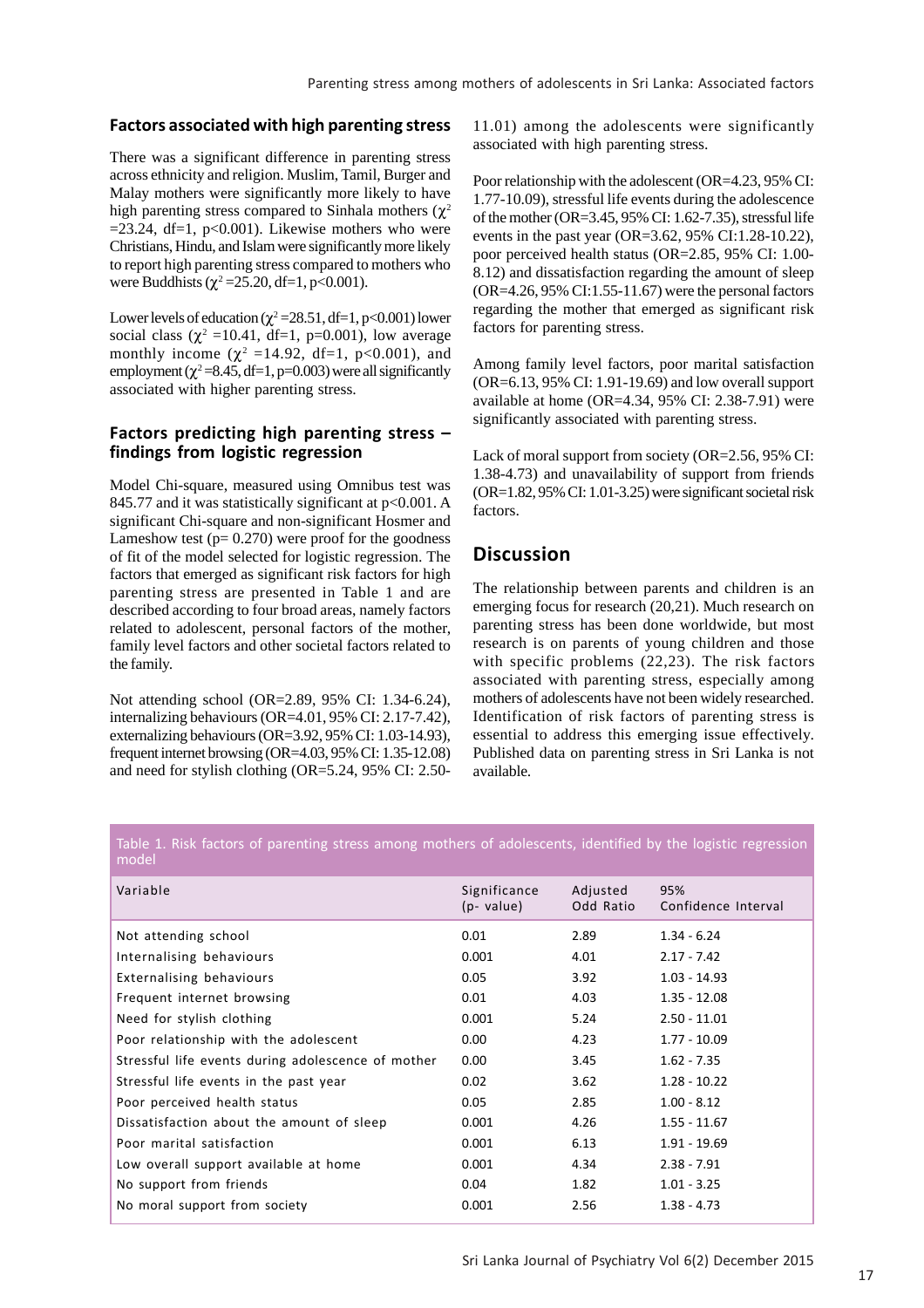### Factors associated with high parenting stress

There was a significant difference in parenting stress across ethnicity and religion. Muslim, Tamil, Burger and Malay mothers were significantly more likely to have high parenting stress compared to Sinhala mothers ($\chi^2 = 23.24$, df=1, $p<0.001$). Likewise mothers who were Christians, Hindu, and Islam were significantly more likely to report high parenting stress compared to mothers who were Buddhists ($\chi^2 = 25.20$, df=1, $p<0.001$).

Lower levels of education ($\chi^2 = 28.51$, df=1, $p<0.001$) lower social class ($\chi^2 = 10.41$, df=1, $p=0.001$), low average monthly income ($\chi^2 = 14.92$, df=1, $p<0.001$), and employment ($\chi^2 = 8.45$, df=1, $p=0.003$) were all significantly associated with higher parenting stress.

### Factors predicting high parenting stress – findings from logistic regression

Model Chi-square, measured using Omnibus test was 845.77 and it was statistically significant at $p<0.001$. A significant Chi-square and non-significant Hosmer and Lameshow test ($p= 0.270$) were proof for the goodness of fit of the model selected for logistic regression. The factors that emerged as significant risk factors for high parenting stress are presented in Table 1 and are described according to four broad areas, namely factors related to adolescent, personal factors of the mother, family level factors and other societal factors related to the family.

Not attending school (OR=2.89, 95% CI: 1.34-6.24), internalizing behaviours (OR=4.01, 95% CI: 2.17-7.42), externalizing behaviours (OR=3.92, 95% CI: 1.03-14.93), frequent internet browsing (OR=4.03, 95% CI: 1.35-12.08) and need for stylish clothing (OR=5.24, 95% CI: 2.50-11.01) among the adolescents were significantly associated with high parenting stress.

Poor relationship with the adolescent (OR=4.23, 95% CI: 1.77-10.09), stressful life events during the adolescence of the mother (OR=3.45, 95% CI: 1.62-7.35), stressful life events in the past year (OR=3.62, 95% CI:1.28-10.22), poor perceived health status (OR=2.85, 95% CI: 1.00-8.12) and dissatisfaction regarding the amount of sleep (OR=4.26, 95% CI:1.55-11.67) were the personal factors regarding the mother that emerged as significant risk factors for parenting stress.

Among family level factors, poor marital satisfaction (OR=6.13, 95% CI: 1.91-19.69) and low overall support available at home (OR=4.34, 95% CI: 2.38-7.91) were significantly associated with parenting stress.

Lack of moral support from society (OR=2.56, 95% CI: 1.38-4.73) and unavailability of support from friends (OR=1.82, 95% CI: 1.01-3.25) were significant societal risk factors.

## Discussion

The relationship between parents and children is an emerging focus for research (20,21). Much research on parenting stress has been done worldwide, but most research is on parents of young children and those with specific problems (22,23). The risk factors associated with parenting stress, especially among mothers of adolescents have not been widely researched. Identification of risk factors of parenting stress is essential to address this emerging issue effectively. Published data on parenting stress in Sri Lanka is not available.

Table 1. Risk factors of parenting stress among mothers of adolescents, identified by the logistic regression model

| Variable | Significance (p- value) | Adjusted Odd Ratio | 95% Confidence Interval |
|---|---|---|---|
| Not attending school | 0.01 | 2.89 | 1.34 - 6.24 |
| Internalising behaviours | 0.001 | 4.01 | 2.17 - 7.42 |
| Externalising behaviours | 0.05 | 3.92 | 1.03 - 14.93 |
| Frequent internet browsing | 0.01 | 4.03 | 1.35 - 12.08 |
| Need for stylish clothing | 0.001 | 5.24 | 2.50 - 11.01 |
| Poor relationship with the adolescent | 0.00 | 4.23 | 1.77 - 10.09 |
| Stressful life events during adolescence of mother | 0.00 | 3.45 | 1.62 - 7.35 |
| Stressful life events in the past year | 0.02 | 3.62 | 1.28 - 10.22 |
| Poor perceived health status | 0.05 | 2.85 | 1.00 - 8.12 |
| Dissatisfaction about the amount of sleep | 0.001 | 4.26 | 1.55 - 11.67 |
| Poor marital satisfaction | 0.001 | 6.13 | 1.91 - 19.69 |
| Low overall support available at home | 0.001 | 4.34 | 2.38 - 7.91 |
| No support from friends | 0.04 | 1.82 | 1.01 - 3.25 |
| No moral support from society | 0.001 | 2.56 | 1.38 - 4.73 |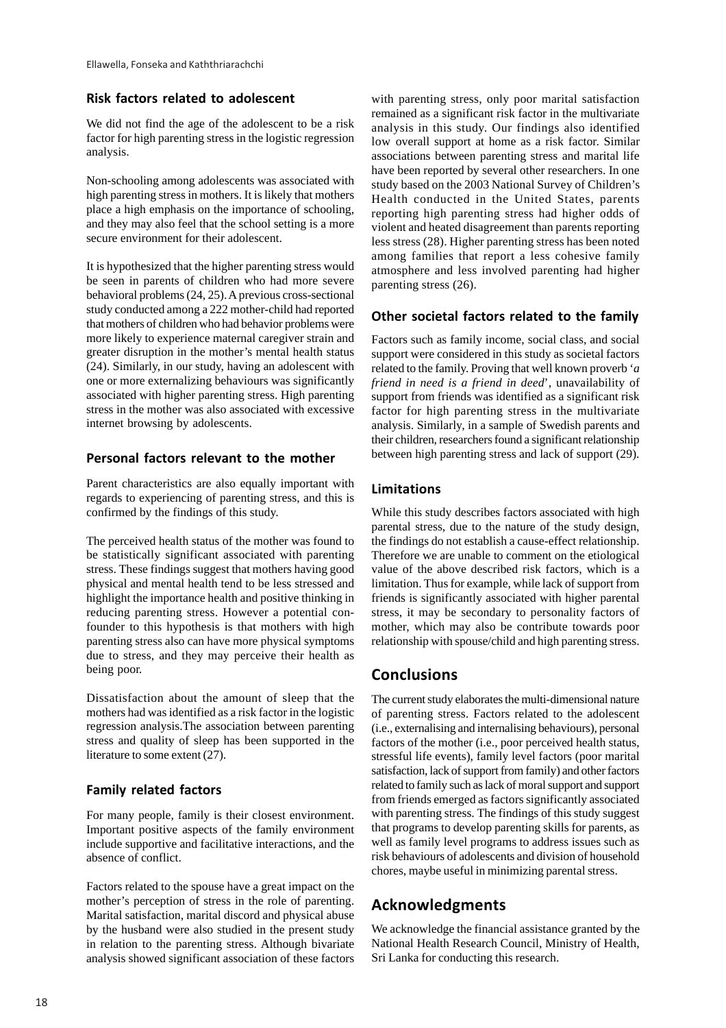### Risk factors related to adolescent

We did not find the age of the adolescent to be a risk factor for high parenting stress in the logistic regression analysis.

Non-schooling among adolescents was associated with high parenting stress in mothers. It is likely that mothers place a high emphasis on the importance of schooling, and they may also feel that the school setting is a more secure environment for their adolescent.

It is hypothesized that the higher parenting stress would be seen in parents of children who had more severe behavioral problems (24, 25). A previous cross-sectional study conducted among a 222 mother-child had reported that mothers of children who had behavior problems were more likely to experience maternal caregiver strain and greater disruption in the mother's mental health status (24). Similarly, in our study, having an adolescent with one or more externalizing behaviours was significantly associated with higher parenting stress. High parenting stress in the mother was also associated with excessive internet browsing by adolescents.

### Personal factors relevant to the mother

Parent characteristics are also equally important with regards to experiencing of parenting stress, and this is confirmed by the findings of this study.

The perceived health status of the mother was found to be statistically significant associated with parenting stress. These findings suggest that mothers having good physical and mental health tend to be less stressed and highlight the importance health and positive thinking in reducing parenting stress. However a potential con-founder to this hypothesis is that mothers with high parenting stress also can have more physical symptoms due to stress, and they may perceive their health as being poor.

Dissatisfaction about the amount of sleep that the mothers had was identified as a risk factor in the logistic regression analysis.The association between parenting stress and quality of sleep has been supported in the literature to some extent (27).

### Family related factors

For many people, family is their closest environment. Important positive aspects of the family environment include supportive and facilitative interactions, and the absence of conflict.

Factors related to the spouse have a great impact on the mother's perception of stress in the role of parenting. Marital satisfaction, marital discord and physical abuse by the husband were also studied in the present study in relation to the parenting stress. Although bivariate analysis showed significant association of these factors with parenting stress, only poor marital satisfaction remained as a significant risk factor in the multivariate analysis in this study. Our findings also identified low overall support at home as a risk factor. Similar associations between parenting stress and marital life have been reported by several other researchers. In one study based on the 2003 National Survey of Children's Health conducted in the United States, parents reporting high parenting stress had higher odds of violent and heated disagreement than parents reporting less stress (28). Higher parenting stress has been noted among families that report a less cohesive family atmosphere and less involved parenting had higher parenting stress (26).

### Other societal factors related to the family

Factors such as family income, social class, and social support were considered in this study as societal factors related to the family. Proving that well known proverb '*a friend in need is a friend in deed*', unavailability of support from friends was identified as a significant risk factor for high parenting stress in the multivariate analysis. Similarly, in a sample of Swedish parents and their children, researchers found a significant relationship between high parenting stress and lack of support (29).

### Limitations

While this study describes factors associated with high parental stress, due to the nature of the study design, the findings do not establish a cause-effect relationship. Therefore we are unable to comment on the etiological value of the above described risk factors, which is a limitation. Thus for example, while lack of support from friends is significantly associated with higher parental stress, it may be secondary to personality factors of mother, which may also be contribute towards poor relationship with spouse/child and high parenting stress.

## Conclusions

The current study elaborates the multi-dimensional nature of parenting stress. Factors related to the adolescent (i.e., externalising and internalising behaviours), personal factors of the mother (i.e., poor perceived health status, stressful life events), family level factors (poor marital satisfaction, lack of support from family) and other factors related to family such as lack of moral support and support from friends emerged as factors significantly associated with parenting stress. The findings of this study suggest that programs to develop parenting skills for parents, as well as family level programs to address issues such as risk behaviours of adolescents and division of household chores, maybe useful in minimizing parental stress.

## Acknowledgments

We acknowledge the financial assistance granted by the National Health Research Council, Ministry of Health, Sri Lanka for conducting this research.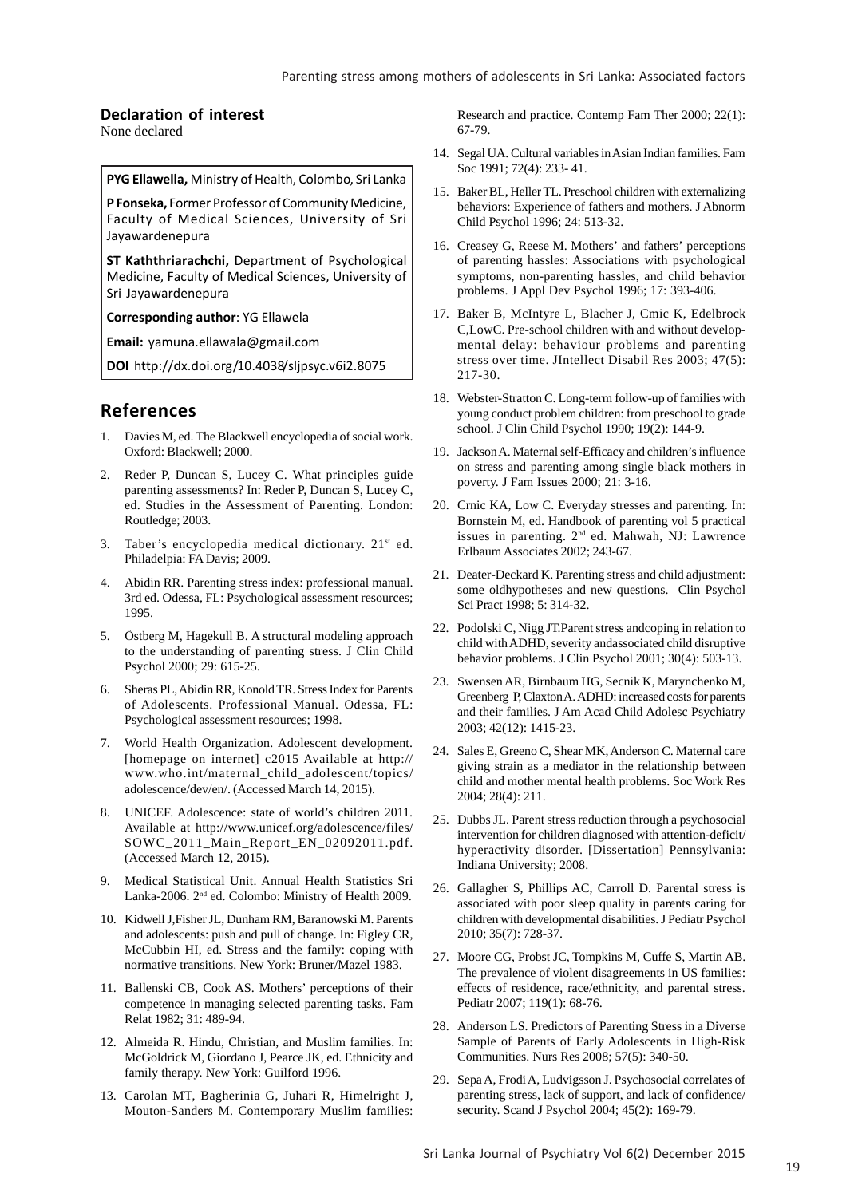## Declaration of interest

None declared

**PYG Ellawella,** Ministry of Health, Colombo, Sri Lanka

**P Fonseka,** Former Professor of Community Medicine, Faculty of Medical Sciences, University of Sri Jayawardenepura

**ST Kaththriarachchi,** Department of Psychological Medicine, Faculty of Medical Sciences, University of Sri Jayawardenepura

**Corresponding author**: YG Ellawela

**Email:** yamuna.ellawala@gmail.com

**DOI** http://dx.doi.org/10.4038/sljpsyc.v6i2.8075

## References

1. Davies M, ed. The Blackwell encyclopedia of social work. Oxford: Blackwell; 2000.
2. Reder P, Duncan S, Lucey C. What principles guide parenting assessments? In: Reder P, Duncan S, Lucey C, ed. Studies in the Assessment of Parenting. London: Routledge; 2003.
3. Taber's encyclopedia medical dictionary. 21st ed. Philadelphia: FA Davis; 2009.
4. Abidin RR. Parenting stress index: professional manual. 3rd ed. Odessa, FL: Psychological assessment resources; 1995.
5. Östberg M, Hagekull B. A structural modeling approach to the understanding of parenting stress. J Clin Child Psychol 2000; 29: 615-25.
6. Sheras PL, Abidin RR, Konold TR. Stress Index for Parents of Adolescents. Professional Manual. Odessa, FL: Psychological assessment resources; 1998.
7. World Health Organization. Adolescent development. [homepage on internet] c2015 Available at http://www.who.int/maternal_child_adolescent/topics/adolescence/dev/en/. (Accessed March 14, 2015).
8. UNICEF. Adolescence: state of world's children 2011. Available at http://www.unicef.org/adolescence/files/SOWC_2011_Main_Report_EN_02092011.pdf. (Accessed March 12, 2015).
9. Medical Statistical Unit. Annual Health Statistics Sri Lanka-2006. 2nd ed. Colombo: Ministry of Health 2009.
10. Kidwell J,Fisher JL, Dunham RM, Baranowski M. Parents and adolescents: push and pull of change. In: Figley CR, McCubbin HI, ed. Stress and the family: coping with normative transitions. New York: Bruner/Mazel 1983.
11. Ballenski CB, Cook AS. Mothers' perceptions of their competence in managing selected parenting tasks. Fam Relat 1982; 31: 489-94.
12. Almeida R. Hindu, Christian, and Muslim families. In: McGoldrick M, Giordano J, Pearce JK, ed. Ethnicity and family therapy. New York: Guilford 1996.
13. Carolan MT, Bagherinia G, Juhari R, Himelright J, Mouton-Sanders M. Contemporary Muslim families: Research and practice. Contemp Fam Ther 2000; 22(1): 67-79.
14. Segal UA. Cultural variables in Asian Indian families. Fam Soc 1991; 72(4): 233- 41.
15. Baker BL, Heller TL. Preschool children with externalizing behaviors: Experience of fathers and mothers. J Abnorm Child Psychol 1996; 24: 513-32.
16. Creasey G, Reese M. Mothers' and fathers' perceptions of parenting hassles: Associations with psychological symptoms, non-parenting hassles, and child behavior problems. J Appl Dev Psychol 1996; 17: 393-406.
17. Baker B, McIntyre L, Blacher J, Cmic K, Edelbrock C,LowC. Pre-school children with and without developmental delay: behaviour problems and parenting stress over time. JIntellect Disabil Res 2003; 47(5): 217-30.
18. Webster-Stratton C. Long-term follow-up of families with young conduct problem children: from preschool to grade school. J Clin Child Psychol 1990; 19(2): 144-9.
19. Jackson A. Maternal self-Efficacy and children's influence on stress and parenting among single black mothers in poverty. J Fam Issues 2000; 21: 3-16.
20. Crnic KA, Low C. Everyday stresses and parenting. In: Bornstein M, ed. Handbook of parenting vol 5 practical issues in parenting. 2nd ed. Mahwah, NJ: Lawrence Erlbaum Associates 2002; 243-67.
21. Deater-Deckard K. Parenting stress and child adjustment: some oldhypotheses and new questions. Clin Psychol Sci Pract 1998; 5: 314-32.
22. Podolski C, Nigg JT.Parent stress andcoping in relation to child with ADHD, severity andassociated child disruptive behavior problems. J Clin Psychol 2001; 30(4): 503-13.
23. Swensen AR, Birnbaum HG, Secnik K, Marynchenko M, Greenberg P, Claxton A. ADHD: increased costs for parents and their families. J Am Acad Child Adolesc Psychiatry 2003; 42(12): 1415-23.
24. Sales E, Greeno C, Shear MK, Anderson C. Maternal care giving strain as a mediator in the relationship between child and mother mental health problems. Soc Work Res 2004; 28(4): 211.
25. Dubbs JL. Parent stress reduction through a psychosocial intervention for children diagnosed with attention-deficit/hyperactivity disorder. [Dissertation] Pennsylvania: Indiana University; 2008.
26. Gallagher S, Phillips AC, Carroll D. Parental stress is associated with poor sleep quality in parents caring for children with developmental disabilities. J Pediatr Psychol 2010; 35(7): 728-37.
27. Moore CG, Probst JC, Tompkins M, Cuffe S, Martin AB. The prevalence of violent disagreements in US families: effects of residence, race/ethnicity, and parental stress. Pediatr 2007; 119(1): 68-76.
28. Anderson LS. Predictors of Parenting Stress in a Diverse Sample of Parents of Early Adolescents in High-Risk Communities. Nurs Res 2008; 57(5): 340-50.
29. Sepa A, Frodi A, Ludvigsson J. Psychosocial correlates of parenting stress, lack of support, and lack of confidence/security. Scand J Psychol 2004; 45(2): 169-79.